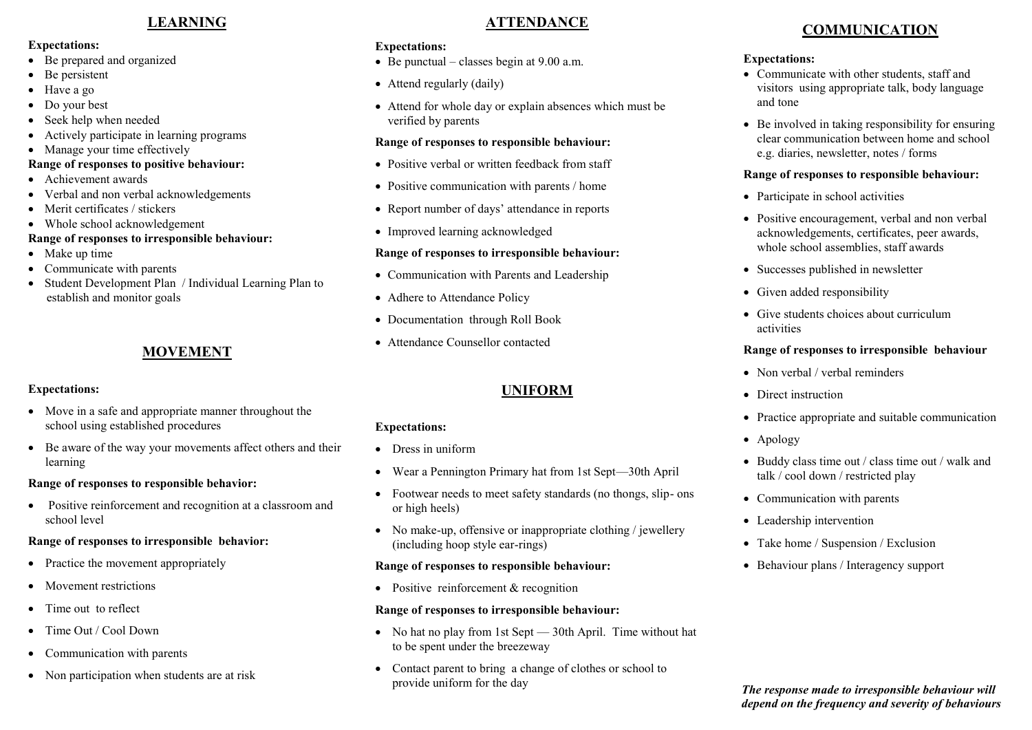## LEARNING

**Expectations:**

- Be prepared and organized
- Be persistent
- Have a go
- Do your best
- Seek help when needed
- Actively participate in learning programs
- Manage your time effectively

**Range of responses to positive behaviour:**

- Achievement awards
- Verbal and non verbal acknowledgements
- Merit certificates / stickers
- Whole school acknowledgement

**Range of responses to irresponsible behaviour:**

- Make up time
- Communicate with parents
- Student Development Plan / Individual Learning Plan to establish and monitor goals

## MOVEMENT

**Expectations:**

- Move in a safe and appropriate manner throughout the school using established procedures
- Be aware of the way your movements affect others and their learning

**Range of responses to responsible behavior:**

- Positive reinforcement and recognition at a classroom and school level

**Range of responses to irresponsible behavior:**

- Practice the movement appropriately
- Movement restrictions
- Time out to reflect
- Time Out / Cool Down
- Communication with parents
- Non participation when students are at risk

## ATTENDANCE

**Expectations:**

- Be punctual – classes begin at 9.00 a.m.
- Attend regularly (daily)
- Attend for whole day or explain absences which must be verified by parents

**Range of responses to responsible behaviour:**

- Positive verbal or written feedback from staff
- Positive communication with parents / home
- Report number of days' attendance in reports
- Improved learning acknowledged

**Range of responses to irresponsible behaviour:**

- Communication with Parents and Leadership
- Adhere to Attendance Policy
- Documentation through Roll Book
- Attendance Counsellor contacted

## UNIFORM

**Expectations:**

- Dress in uniform
- Wear a Pennington Primary hat from 1st Sept—30th April
- Footwear needs to meet safety standards (no thongs, slip- ons or high heels)
- No make-up, offensive or inappropriate clothing / jewellery (including hoop style ear-rings)

**Range of responses to responsible behaviour:**

- Positive reinforcement & recognition

**Range of responses to irresponsible behaviour:**

- No hat no play from 1st Sept — 30th April. Time without hat to be spent under the breezeway
- Contact parent to bring a change of clothes or school to provide uniform for the day

## COMMUNICATION

**Expectations:**

- Communicate with other students, staff and visitors using appropriate talk, body language and tone
- Be involved in taking responsibility for ensuring clear communication between home and school e.g. diaries, newsletter, notes / forms

**Range of responses to responsible behaviour:**

- Participate in school activities
- Positive encouragement, verbal and non verbal acknowledgements, certificates, peer awards, whole school assemblies, staff awards
- Successes published in newsletter
- Given added responsibility
- Give students choices about curriculum activities

**Range of responses to irresponsible behaviour**

- Non verbal / verbal reminders
- Direct instruction
- Practice appropriate and suitable communication
- Apology
- Buddy class time out / class time out / walk and talk / cool down / restricted play
- Communication with parents
- Leadership intervention
- Take home / Suspension / Exclusion
- Behaviour plans / Interagency support

***The response made to irresponsible behaviour will depend on the frequency and severity of behaviours***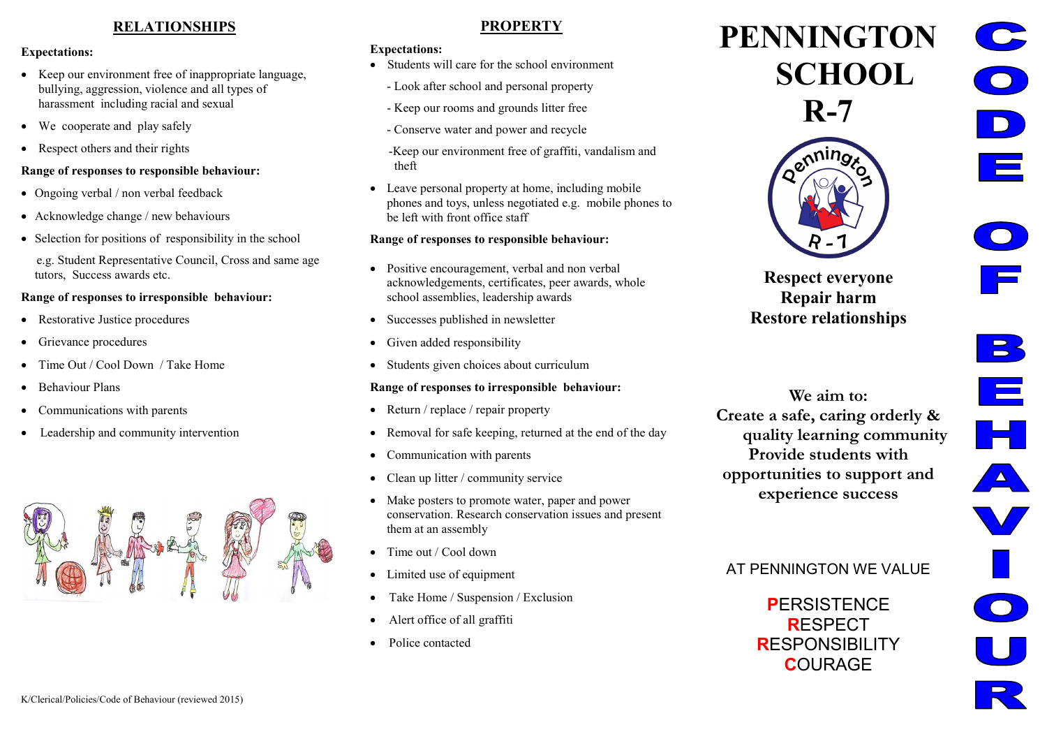## RELATIONSHIPS

**Expectations:**

- Keep our environment free of inappropriate language, bullying, aggression, violence and all types of harassment including racial and sexual
- We cooperate and play safely
- Respect others and their rights

**Range of responses to responsible behaviour:**

- Ongoing verbal / non verbal feedback
- Acknowledge change / new behaviours
- Selection for positions of responsibility in the school

  e.g. Student Representative Council, Cross and same age tutors, Success awards etc.

**Range of responses to irresponsible behaviour:**

- Restorative Justice procedures
- Grievance procedures
- Time Out / Cool Down / Take Home
- Behaviour Plans
- Communications with parents
- Leadership and community intervention

K/Clerical/Policies/Code of Behaviour (reviewed 2015)

## PROPERTY

**Expectations:**

- Students will care for the school environment
  - Look after school and personal property
  - Keep our rooms and grounds litter free
  - Conserve water and power and recycle
  - Keep our environment free of graffiti, vandalism and theft
- Leave personal property at home, including mobile phones and toys, unless negotiated e.g. mobile phones to be left with front office staff

**Range of responses to responsible behaviour:**

- Positive encouragement, verbal and non verbal acknowledgements, certificates, peer awards, whole school assemblies, leadership awards
- Successes published in newsletter
- Given added responsibility
- Students given choices about curriculum

**Range of responses to irresponsible behaviour:**

- Return / replace / repair property
- Removal for safe keeping, returned at the end of the day
- Communication with parents
- Clean up litter / community service
- Make posters to promote water, paper and power conservation. Research conservation issues and present them at an assembly
- Time out / Cool down
- Limited use of equipment
- Take Home / Suspension / Exclusion
- Alert office of all graffiti
- Police contacted

# PENNINGTON SCHOOL R-7

**Respect everyone**
**Repair harm**
**Restore relationships**

**We aim to:**
**Create a safe, caring orderly & quality learning community**
**Provide students with opportunities to support and experience success**

AT PENNINGTON WE VALUE

**P**ERSISTENCE
**R**ESPECT
**R**ESPONSIBILITY
**C**OURAGE

# CODE OF BEHAVIOUR